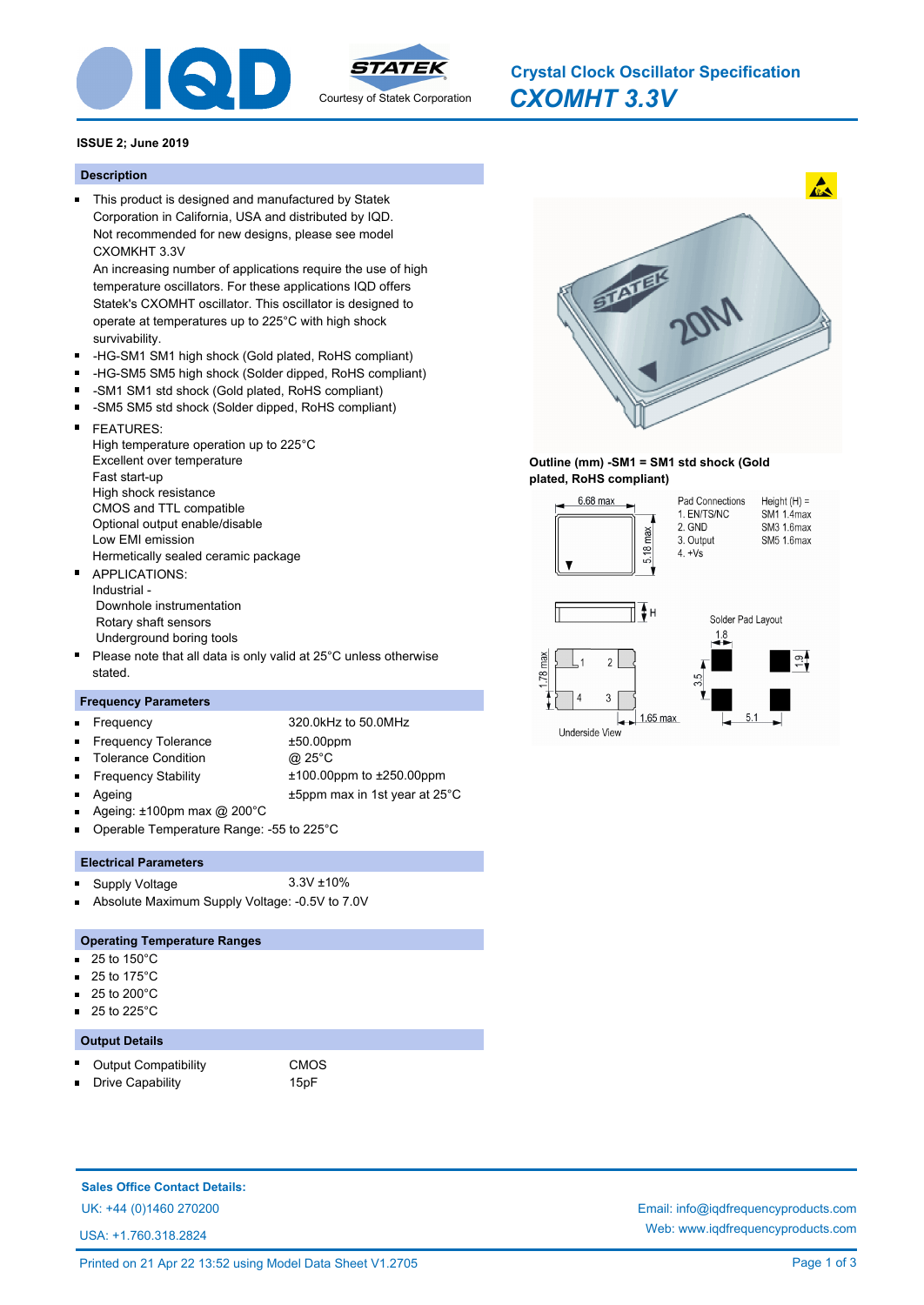# Crystal Clock Oscillator Specification

## *CXOMHT 3.3V*

**ISSUE 2; June 2019**

## Description

- This product is designed and manufactured by Statek Corporation in California, USA and distributed by IQD. Not recommended for new designs, please see model CXOMKHT 3.3V
  An increasing number of applications require the use of high temperature oscillators. For these applications IQD offers Statek's CXOMHT oscillator. This oscillator is designed to operate at temperatures up to 225°C with high shock survivability.
- -HG-SM1 SM1 high shock (Gold plated, RoHS compliant)
- -HG-SM5 SM5 high shock (Solder dipped, RoHS compliant)
- -SM1 SM1 std shock (Gold plated, RoHS compliant)
- -SM5 SM5 std shock (Solder dipped, RoHS compliant)
- FEATURES:
  High temperature operation up to 225°C
  Excellent over temperature
  Fast start-up
  High shock resistance
  CMOS and TTL compatible
  Optional output enable/disable
  Low EMI emission
  Hermetically sealed ceramic package
- APPLICATIONS:
  Industrial -
  Downhole instrumentation
  Rotary shaft sensors
  Underground boring tools
- Please note that all data is only valid at 25°C unless otherwise stated.

## Frequency Parameters

- Frequency: 320.0kHz to 50.0MHz
- Frequency Tolerance: ±50.00ppm
- Tolerance Condition: @ 25°C
- Frequency Stability: ±100.00ppm to ±250.00ppm
- Ageing: ±5ppm max in 1st year at 25°C
- Ageing: ±100pm max @ 200°C
- Operable Temperature Range: -55 to 225°C

## Electrical Parameters

- Supply Voltage: 3.3V ±10%
- Absolute Maximum Supply Voltage: -0.5V to 7.0V

## Operating Temperature Ranges

- 25 to 150°C
- 25 to 175°C
- 25 to 200°C
- 25 to 225°C

## Output Details

- Output Compatibility: CMOS
- Drive Capability: 15pF

**Outline (mm) -SM1 = SM1 std shock (Gold plated, RoHS compliant)**

6.68 max; 5.18 max; H; 1.78 max; 1.65 max; Underside View

Pad Connections:
1. EN/TS/NC
2. GND
3. Output
4. +Vs

Height (H) =
SM1 1.4max
SM3 1.6max
SM5 1.6max

Solder Pad Layout: 1.8; 3.5; 1.9; 5.1

**Sales Office Contact Details:**

UK: +44 (0)1460 270200

USA: +1.760.318.2824

Email: info@iqdfrequencyproducts.com

Web: www.iqdfrequencyproducts.com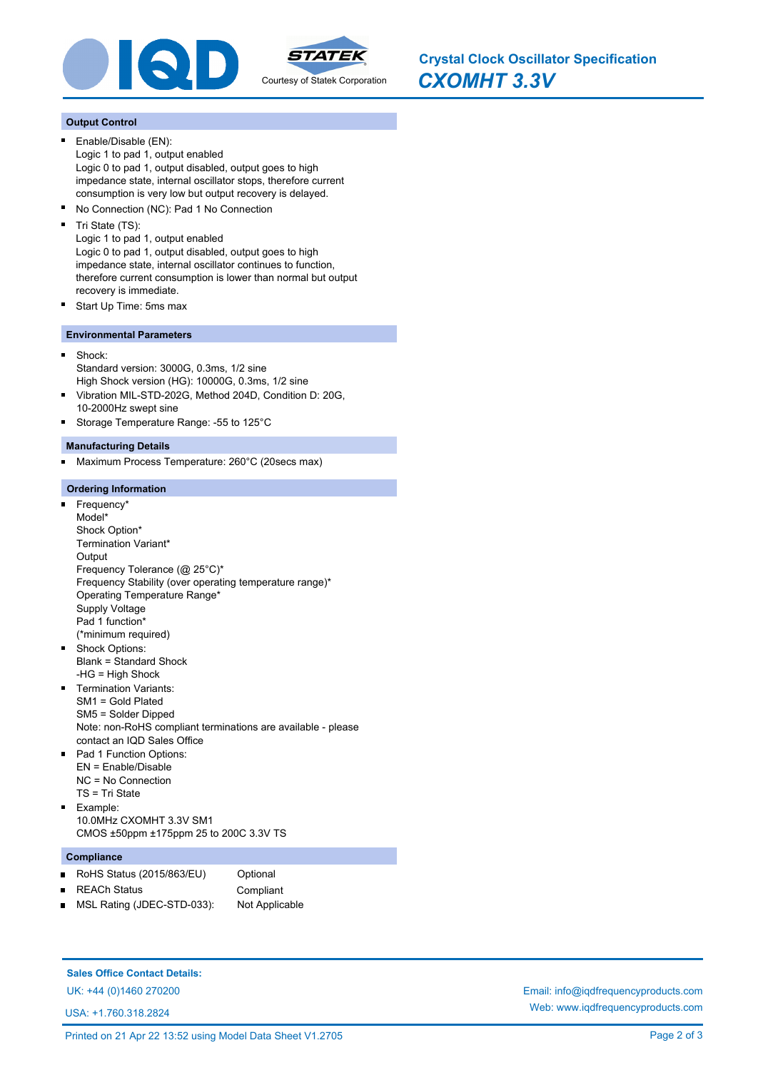## Output Control

- Enable/Disable (EN):
  Logic 1 to pad 1, output enabled
  Logic 0 to pad 1, output disabled, output goes to high impedance state, internal oscillator stops, therefore current consumption is very low but output recovery is delayed.
- No Connection (NC): Pad 1 No Connection
- Tri State (TS):
  Logic 1 to pad 1, output enabled
  Logic 0 to pad 1, output disabled, output goes to high impedance state, internal oscillator continues to function, therefore current consumption is lower than normal but output recovery is immediate.
- Start Up Time: 5ms max

## Environmental Parameters

- Shock:
  Standard version: 3000G, 0.3ms, 1/2 sine
  High Shock version (HG): 10000G, 0.3ms, 1/2 sine
- Vibration MIL-STD-202G, Method 204D, Condition D: 20G, 10-2000Hz swept sine
- Storage Temperature Range: -55 to 125°C

## Manufacturing Details

- Maximum Process Temperature: 260°C (20secs max)

## Ordering Information

- Frequency*
  Model*
  Shock Option*
  Termination Variant*
  Output
  Frequency Tolerance (@ 25°C)*
  Frequency Stability (over operating temperature range)*
  Operating Temperature Range*
  Supply Voltage
  Pad 1 function*
  (*minimum required)
- Shock Options:
  Blank = Standard Shock
  -HG = High Shock
- Termination Variants:
  SM1 = Gold Plated
  SM5 = Solder Dipped
  Note: non-RoHS compliant terminations are available - please contact an IQD Sales Office
- Pad 1 Function Options:
  EN = Enable/Disable
  NC = No Connection
  TS = Tri State
- Example:
  10.0MHz CXOMHT 3.3V SM1
  CMOS ±50ppm ±175ppm 25 to 200C 3.3V TS

## Compliance

- RoHS Status (2015/863/EU) Optional
- REACh Status Compliant
- MSL Rating (JDEC-STD-033): Not Applicable

**Sales Office Contact Details:**

UK: +44 (0)1460 270200

USA: +1.760.318.2824

Email: info@iqdfrequencyproducts.com

Web: www.iqdfrequencyproducts.com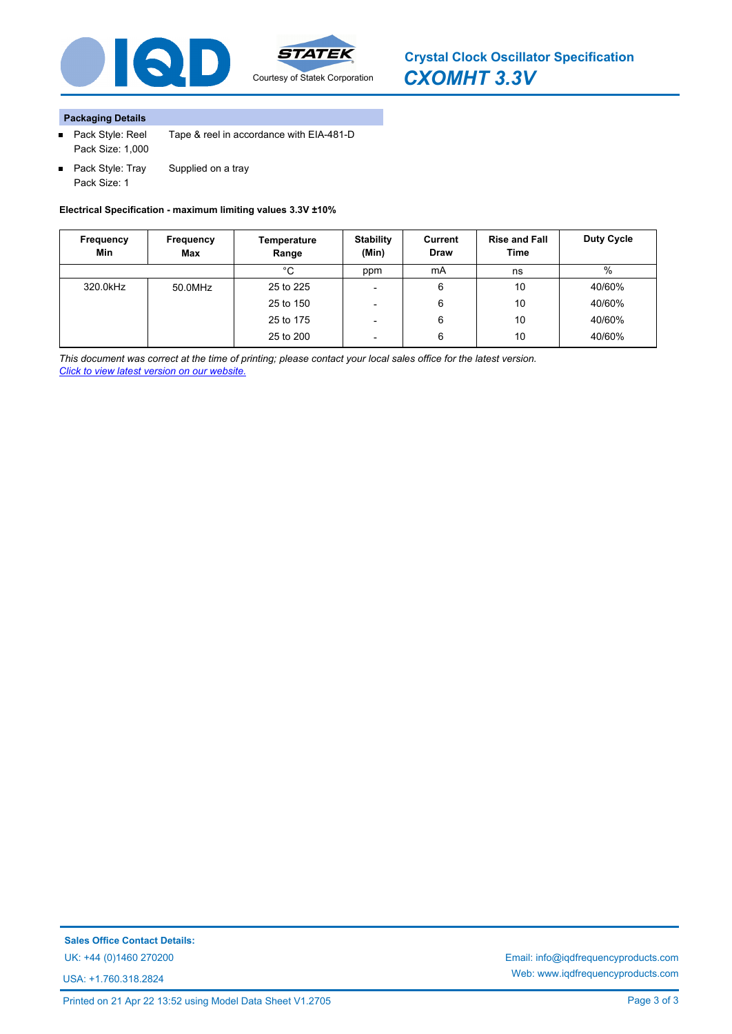### Packaging Details

- Pack Style: Reel — Tape & reel in accordance with EIA-481-D
  Pack Size: 1,000
- Pack Style: Tray — Supplied on a tray
  Pack Size: 1

**Electrical Specification - maximum limiting values 3.3V ±10%**

| Frequency Min | Frequency Max | Temperature Range | Stability (Min) | Current Draw | Rise and Fall Time | Duty Cycle |
|---|---|---|---|---|---|---|
| | | °C | ppm | mA | ns | % |
| 320.0kHz | 50.0MHz | 25 to 225 | - | 6 | 10 | 40/60% |
| | | 25 to 150 | - | 6 | 10 | 40/60% |
| | | 25 to 175 | - | 6 | 10 | 40/60% |
| | | 25 to 200 | - | 6 | 10 | 40/60% |

*This document was correct at the time of printing; please contact your local sales office for the latest version.*
*Click to view latest version on our website.*

**Sales Office Contact Details:**

UK: +44 (0)1460 270200

USA: +1.760.318.2824

Email: info@iqdfrequencyproducts.com

Web: www.iqdfrequencyproducts.com

Printed on 21 Apr 22 13:52 using Model Data Sheet V1.2705